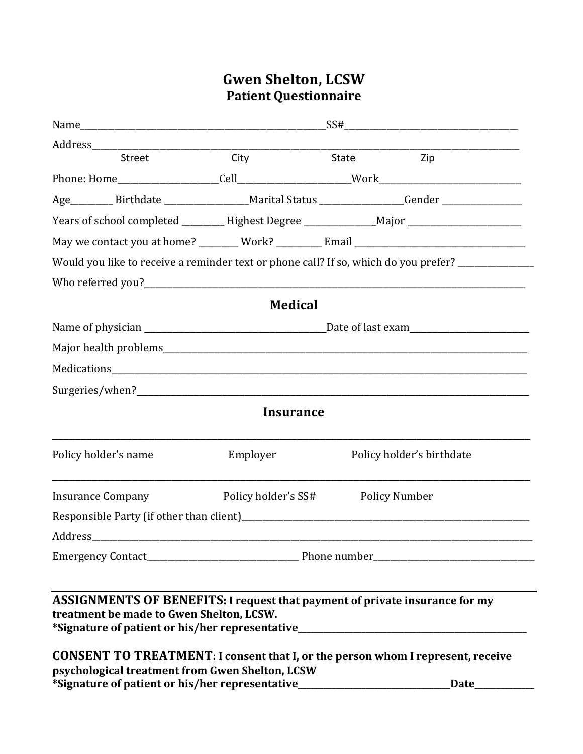# Gwen Shelton, LCSW
## Patient Questionnaire

Name_______________________________________________SS#__________________________________

Address_____________________________________________________________________________________

Street City State Zip

Phone: Home____________________Cell______________________Work____________________________

Age________ Birthdate ________________Marital Status ________________Gender ________________

Years of school completed ________ Highest Degree ______________Major ________________________

May we contact you at home? ________ Work? _________ Email ___________________________________

Would you like to receive a reminder text or phone call? If so, which do you prefer? _______________

Who referred you?_________________________________________________________________________

## Medical

Name of physician ____________________________________Date of last exam________________________

Major health problems_______________________________________________________________________

Medications_______________________________________________________________________________

Surgeries/when?____________________________________________________________________________

## Insurance

______________________________________________________________________________________________

Policy holder's name Employer Policy holder's birthdate

______________________________________________________________________________________________

Insurance Company Policy holder's SS# Policy Number

Responsible Party (if other than client)_____________________________________________________

Address______________________________________________________________________________________

Emergency Contact______________________________ Phone number________________________________

---

**ASSIGNMENTS OF BENEFITS: I request that payment of private insurance for my treatment be made to Gwen Shelton, LCSW.**
**\*Signature of patient or his/her representative____________________________________________**

**CONSENT TO TREATMENT: I consent that I, or the person whom I represent, receive psychological treatment from Gwen Shelton, LCSW**
**\*Signature of patient or his/her representative______________________________Date____________**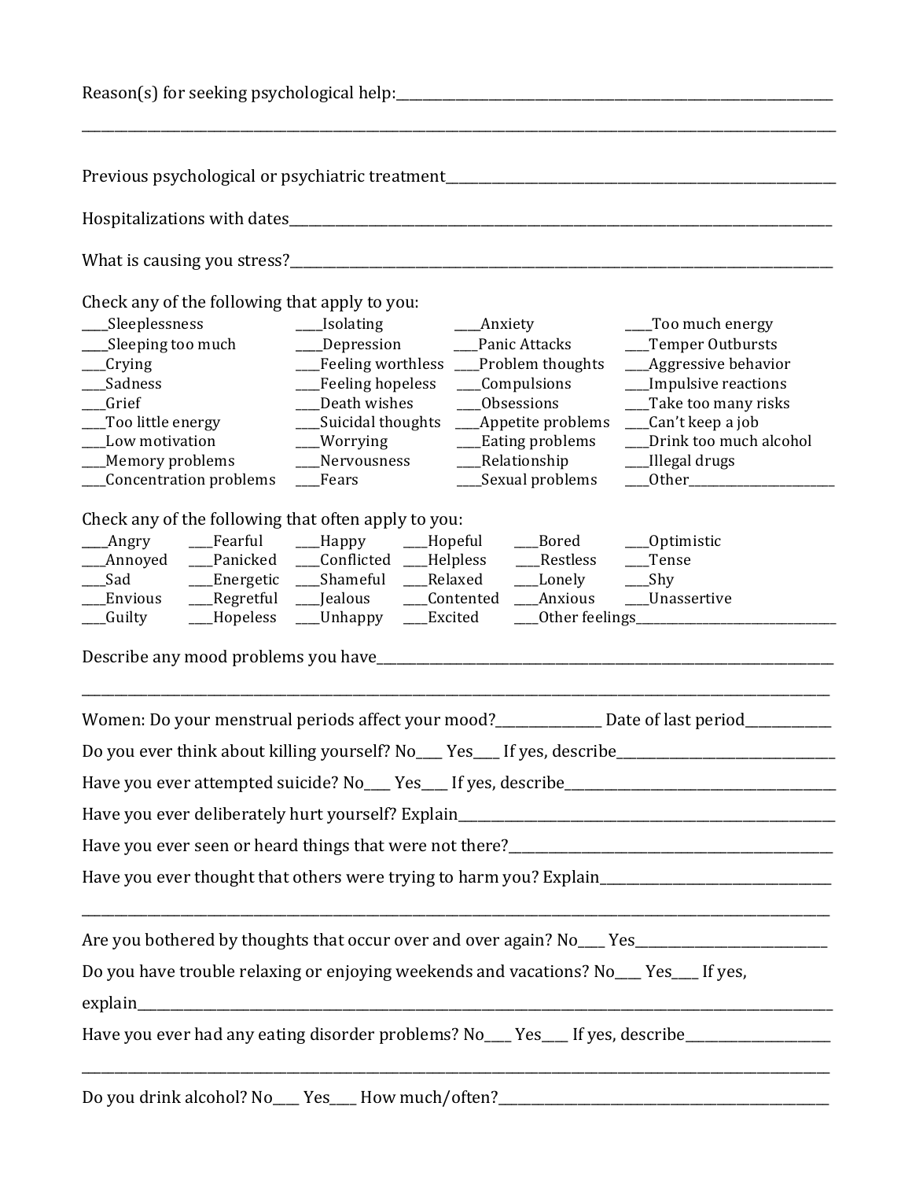Reason(s) for seeking psychological help:______________________________________________________________

____________________________________________________________________________________________

Previous psychological or psychiatric treatment____________________________________________________

Hospitalizations with dates____________________________________________________________________

What is causing you stress?____________________________________________________________________

Check any of the following that apply to you:

| | | | |
|---|---|---|---|
| ____Sleeplessness | ____Isolating | ____Anxiety | ____Too much energy |
| ____Sleeping too much | ____Depression | ____Panic Attacks | ____Temper Outbursts |
| ___Crying | ___Feeling worthless | ___Problem thoughts | ___Aggressive behavior |
| ___Sadness | ___Feeling hopeless | ___Compulsions | ___Impulsive reactions |
| ___Grief | ___Death wishes | ___Obsessions | ___Take too many risks |
| ___Too little energy | ___Suicidal thoughts | ___Appetite problems | ___Can't keep a job |
| ___Low motivation | ___Worrying | ___Eating problems | ___Drink too much alcohol |
| ___Memory problems | ___Nervousness | ___Relationship | ___Illegal drugs |
| ___Concentration problems | ___Fears | ___Sexual problems | ___Other____________________ |

Check any of the following that often apply to you:

| | | | | | |
|---|---|---|---|---|---|
| ___Angry | ___Fearful | ___Happy | ___Hopeful | ___Bored | ___Optimistic |
| ___Annoyed | ___Panicked | ___Conflicted | ___Helpless | ___Restless | ___Tense |
| ___Sad | ___Energetic | ___Shameful | ___Relaxed | ___Lonely | ___Shy |
| ___Envious | ___Regretful | ___Jealous | ___Contented | ___Anxious | ___Unassertive |
| ___Guilty | ___Hopeless | ___Unhappy | ___Excited | ___Other feelings______________________ | |

Describe any mood problems you have______________________________________________________________

____________________________________________________________________________________________

Women: Do your menstrual periods affect your mood?_______________ Date of last period____________

Do you ever think about killing yourself? No____ Yes____ If yes, describe______________________________

Have you ever attempted suicide? No____ Yes___ If yes, describe______________________________________

Have you ever deliberately hurt yourself? Explain_________________________________________________

Have you ever seen or heard things that were not there?___________________________________________

Have you ever thought that others were trying to harm you? Explain________________________________

____________________________________________________________________________________________

Are you bothered by thoughts that occur over and over again? No____ Yes___________________________

Do you have trouble relaxing or enjoying weekends and vacations? No____ Yes____ If yes,

explain_____________________________________________________________________________________

Have you ever had any eating disorder problems? No____ Yes____ If yes, describe____________________

____________________________________________________________________________________________

Do you drink alcohol? No____ Yes____ How much/often?_____________________________________________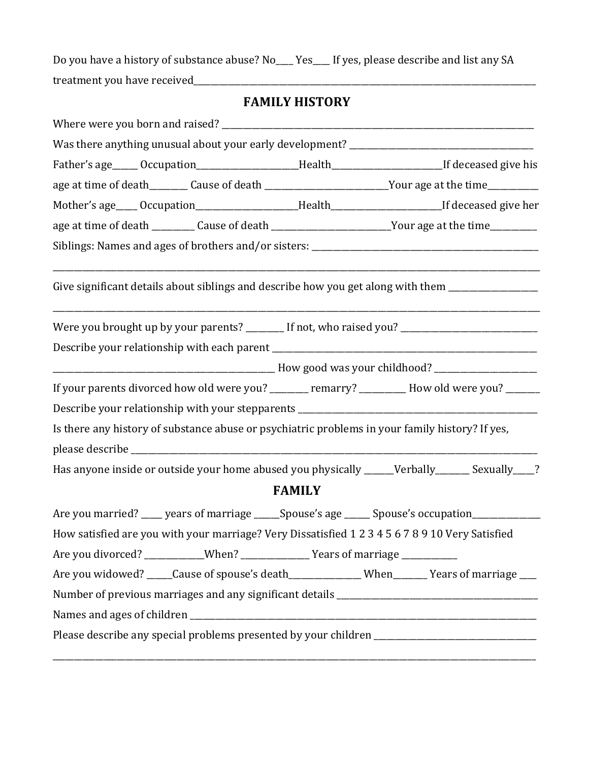Do you have a history of substance abuse? No____ Yes____ If yes, please describe and list any SA treatment you have received______________________________________________________________________________

## FAMILY HISTORY

Where were you born and raised? ________________________________________________________________________

Was there anything unusual about your early development? _____________________________________________

Father's age_____ Occupation_______________________Health________________________If deceased give his age at time of death________ Cause of death ___________________________Your age at the time___________

Mother's age_____ Occupation_______________________Health________________________If deceased give her age at time of death _________ Cause of death __________________________Your age at the time__________

Siblings: Names and ages of brothers and/or sisters: ____________________________________________________

_____________________________________________________________________________________________________

Give significant details about siblings and describe how you get along with them ____________________

_____________________________________________________________________________________________________

Were you brought up by your parents? ________ If not, who raised you? ______________________________

Describe your relationship with each parent ______________________________________________________________

___________________________________________________ How good was your childhood? _______________________

If your parents divorced how old were you? ________ remarry? __________ How old were you? _______

Describe your relationship with your stepparents ________________________________________________________

Is there any history of substance abuse or psychiatric problems in your family history? If yes, please describe ___________________________________________________________________________________________

Has anyone inside or outside your home abused you physically ______Verbally_______ Sexually_____?

## FAMILY

Are you married? ____ years of marriage _____Spouse's age _____ Spouse's occupation_______________

How satisfied are you with your marriage? Very Dissatisfied 1 2 3 4 5 6 7 8 9 10 Very Satisfied

Are you divorced? _____________When? _______________ Years of marriage ____________

Are you widowed? _____Cause of spouse's death________________ When_______ Years of marriage ___

Number of previous marriages and any significant details ______________________________________________

Names and ages of children _______________________________________________________________________________

Please describe any special problems presented by your children _____________________________________

_____________________________________________________________________________________________________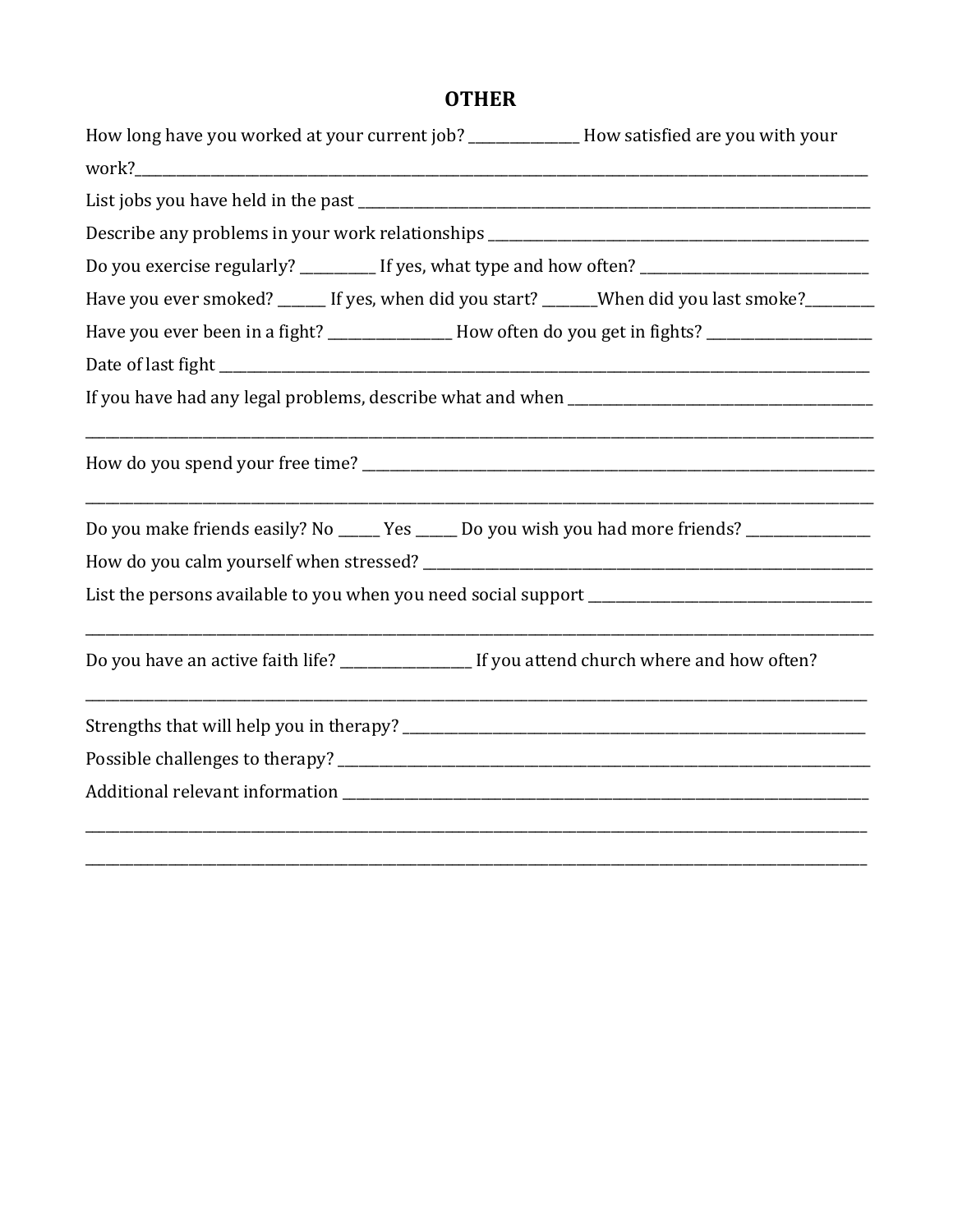# OTHER

How long have you worked at your current job? ________________ How satisfied are you with your work?____________________________________________________________________________________________________________

List jobs you have held in the past ______________________________________________________________________________

Describe any problems in your work relationships _______________________________________________________

Do you exercise regularly? ___________ If yes, what type and how often? _________________________________

Have you ever smoked? _______ If yes, when did you start? ________When did you last smoke?__________

Have you ever been in a fight? _________________ How often do you get in fights? ________________________

Date of last fight ____________________________________________________________________________________________________

If you have had any legal problems, describe what and when ____________________________________________

_____________________________________________________________________________________________________________________

How do you spend your free time? ______________________________________________________________________________

_____________________________________________________________________________________________________________________

Do you make friends easily? No ______ Yes ______ Do you wish you had more friends? _________________

How do you calm yourself when stressed? ______________________________________________________________________

List the persons available to you when you need social support ____________________________________________

_____________________________________________________________________________________________________________________

Do you have an active faith life? ___________________ If you attend church where and how often?

_____________________________________________________________________________________________________________________

Strengths that will help you in therapy? _____________________________________________________________________

Possible challenges to therapy? ______________________________________________________________________________

Additional relevant information ______________________________________________________________________________

_____________________________________________________________________________________________________________________

_____________________________________________________________________________________________________________________